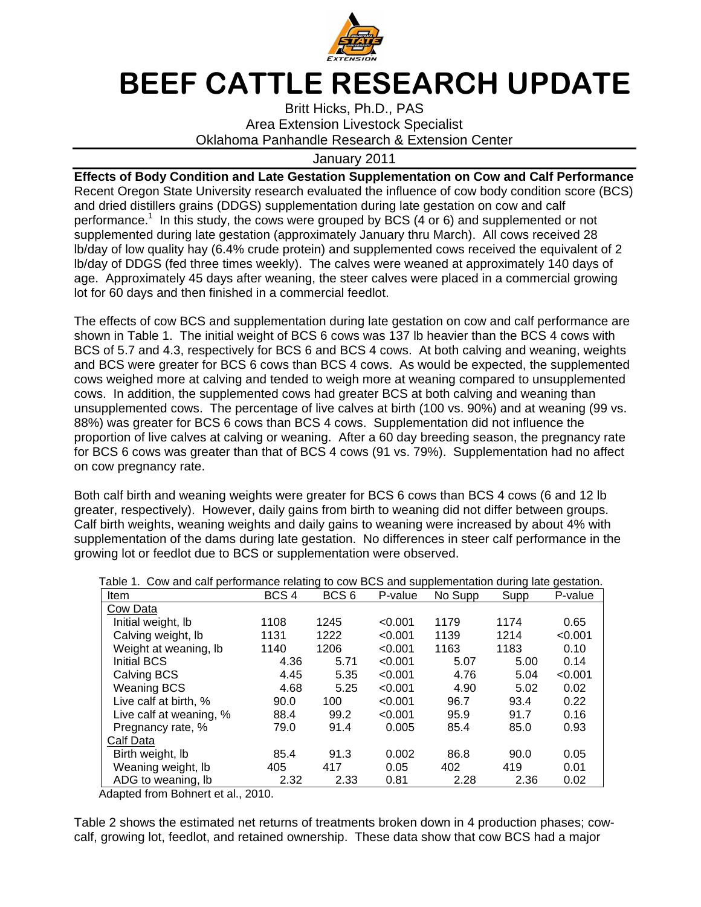# BEEF CATTLE RESEARCH UPDATE

Britt Hicks, Ph.D., PAS
Area Extension Livestock Specialist
Oklahoma Panhandle Research & Extension Center

January 2011

**Effects of Body Condition and Late Gestation Supplementation on Cow and Calf Performance**

Recent Oregon State University research evaluated the influence of cow body condition score (BCS) and dried distillers grains (DDGS) supplementation during late gestation on cow and calf performance.[1] In this study, the cows were grouped by BCS (4 or 6) and supplemented or not supplemented during late gestation (approximately January thru March). All cows received 28 lb/day of low quality hay (6.4% crude protein) and supplemented cows received the equivalent of 2 lb/day of DDGS (fed three times weekly). The calves were weaned at approximately 140 days of age. Approximately 45 days after weaning, the steer calves were placed in a commercial growing lot for 60 days and then finished in a commercial feedlot.

The effects of cow BCS and supplementation during late gestation on cow and calf performance are shown in Table 1. The initial weight of BCS 6 cows was 137 lb heavier than the BCS 4 cows with BCS of 5.7 and 4.3, respectively for BCS 6 and BCS 4 cows. At both calving and weaning, weights and BCS were greater for BCS 6 cows than BCS 4 cows. As would be expected, the supplemented cows weighed more at calving and tended to weigh more at weaning compared to unsupplemented cows. In addition, the supplemented cows had greater BCS at both calving and weaning than unsupplemented cows. The percentage of live calves at birth (100 vs. 90%) and at weaning (99 vs. 88%) was greater for BCS 6 cows than BCS 4 cows. Supplementation did not influence the proportion of live calves at calving or weaning. After a 60 day breeding season, the pregnancy rate for BCS 6 cows was greater than that of BCS 4 cows (91 vs. 79%). Supplementation had no affect on cow pregnancy rate.

Both calf birth and weaning weights were greater for BCS 6 cows than BCS 4 cows (6 and 12 lb greater, respectively). However, daily gains from birth to weaning did not differ between groups. Calf birth weights, weaning weights and daily gains to weaning were increased by about 4% with supplementation of the dams during late gestation. No differences in steer calf performance in the growing lot or feedlot due to BCS or supplementation were observed.

Table 1. Cow and calf performance relating to cow BCS and supplementation during late gestation.

| Item | BCS 4 | BCS 6 | P-value | No Supp | Supp | P-value |
|---|---|---|---|---|---|---|
| Cow Data | | | | | | |
| Initial weight, lb | 1108 | 1245 | <0.001 | 1179 | 1174 | 0.65 |
| Calving weight, lb | 1131 | 1222 | <0.001 | 1139 | 1214 | <0.001 |
| Weight at weaning, lb | 1140 | 1206 | <0.001 | 1163 | 1183 | 0.10 |
| Initial BCS | 4.36 | 5.71 | <0.001 | 5.07 | 5.00 | 0.14 |
| Calving BCS | 4.45 | 5.35 | <0.001 | 4.76 | 5.04 | <0.001 |
| Weaning BCS | 4.68 | 5.25 | <0.001 | 4.90 | 5.02 | 0.02 |
| Live calf at birth, % | 90.0 | 100 | <0.001 | 96.7 | 93.4 | 0.22 |
| Live calf at weaning, % | 88.4 | 99.2 | <0.001 | 95.9 | 91.7 | 0.16 |
| Pregnancy rate, % | 79.0 | 91.4 | 0.005 | 85.4 | 85.0 | 0.93 |
| Calf Data | | | | | | |
| Birth weight, lb | 85.4 | 91.3 | 0.002 | 86.8 | 90.0 | 0.05 |
| Weaning weight, lb | 405 | 417 | 0.05 | 402 | 419 | 0.01 |
| ADG to weaning, lb | 2.32 | 2.33 | 0.81 | 2.28 | 2.36 | 0.02 |

Adapted from Bohnert et al., 2010.

Table 2 shows the estimated net returns of treatments broken down in 4 production phases; cow-calf, growing lot, feedlot, and retained ownership. These data show that cow BCS had a major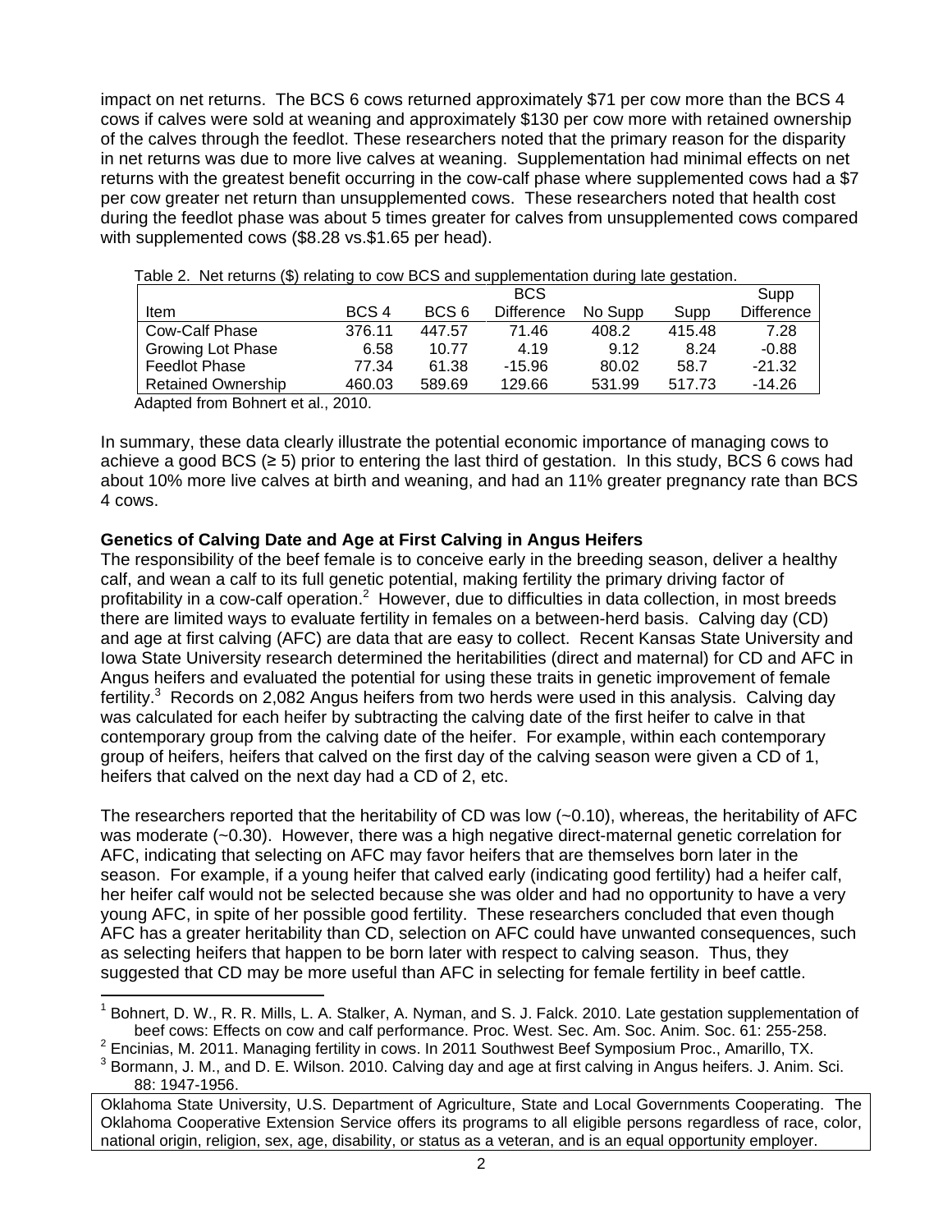impact on net returns. The BCS 6 cows returned approximately $71 per cow more than the BCS 4 cows if calves were sold at weaning and approximately $130 per cow more with retained ownership of the calves through the feedlot. These researchers noted that the primary reason for the disparity in net returns was due to more live calves at weaning. Supplementation had minimal effects on net returns with the greatest benefit occurring in the cow-calf phase where supplemented cows had a $7 per cow greater net return than unsupplemented cows. These researchers noted that health cost during the feedlot phase was about 5 times greater for calves from unsupplemented cows compared with supplemented cows ($8.28 vs.$1.65 per head).

Table 2. Net returns ($) relating to cow BCS and supplementation during late gestation.

| Item | BCS 4 | BCS 6 | BCS Difference | No Supp | Supp | Supp Difference |
|---|---|---|---|---|---|---|
| Cow-Calf Phase | 376.11 | 447.57 | 71.46 | 408.2 | 415.48 | 7.28 |
| Growing Lot Phase | 6.58 | 10.77 | 4.19 | 9.12 | 8.24 | -0.88 |
| Feedlot Phase | 77.34 | 61.38 | -15.96 | 80.02 | 58.7 | -21.32 |
| Retained Ownership | 460.03 | 589.69 | 129.66 | 531.99 | 517.73 | -14.26 |

Adapted from Bohnert et al., 2010.

In summary, these data clearly illustrate the potential economic importance of managing cows to achieve a good BCS (≥ 5) prior to entering the last third of gestation. In this study, BCS 6 cows had about 10% more live calves at birth and weaning, and had an 11% greater pregnancy rate than BCS 4 cows.

**Genetics of Calving Date and Age at First Calving in Angus Heifers**

The responsibility of the beef female is to conceive early in the breeding season, deliver a healthy calf, and wean a calf to its full genetic potential, making fertility the primary driving factor of profitability in a cow-calf operation.[2] However, due to difficulties in data collection, in most breeds there are limited ways to evaluate fertility in females on a between-herd basis. Calving day (CD) and age at first calving (AFC) are data that are easy to collect. Recent Kansas State University and Iowa State University research determined the heritabilities (direct and maternal) for CD and AFC in Angus heifers and evaluated the potential for using these traits in genetic improvement of female fertility.[3] Records on 2,082 Angus heifers from two herds were used in this analysis. Calving day was calculated for each heifer by subtracting the calving date of the first heifer to calve in that contemporary group from the calving date of the heifer. For example, within each contemporary group of heifers, heifers that calved on the first day of the calving season were given a CD of 1, heifers that calved on the next day had a CD of 2, etc.

The researchers reported that the heritability of CD was low (~0.10), whereas, the heritability of AFC was moderate (~0.30). However, there was a high negative direct-maternal genetic correlation for AFC, indicating that selecting on AFC may favor heifers that are themselves born later in the season. For example, if a young heifer that calved early (indicating good fertility) had a heifer calf, her heifer calf would not be selected because she was older and had no opportunity to have a very young AFC, in spite of her possible good fertility. These researchers concluded that even though AFC has a greater heritability than CD, selection on AFC could have unwanted consequences, such as selecting heifers that happen to be born later with respect to calving season. Thus, they suggested that CD may be more useful than AFC in selecting for female fertility in beef cattle.

[1] Bohnert, D. W., R. R. Mills, L. A. Stalker, A. Nyman, and S. J. Falck. 2010. Late gestation supplementation of beef cows: Effects on cow and calf performance. Proc. West. Sec. Am. Soc. Anim. Soc. 61: 255-258.

[2] Encinias, M. 2011. Managing fertility in cows. In 2011 Southwest Beef Symposium Proc., Amarillo, TX.

[3] Bormann, J. M., and D. E. Wilson. 2010. Calving day and age at first calving in Angus heifers. J. Anim. Sci. 88: 1947-1956.

Oklahoma State University, U.S. Department of Agriculture, State and Local Governments Cooperating. The Oklahoma Cooperative Extension Service offers its programs to all eligible persons regardless of race, color, national origin, religion, sex, age, disability, or status as a veteran, and is an equal opportunity employer.